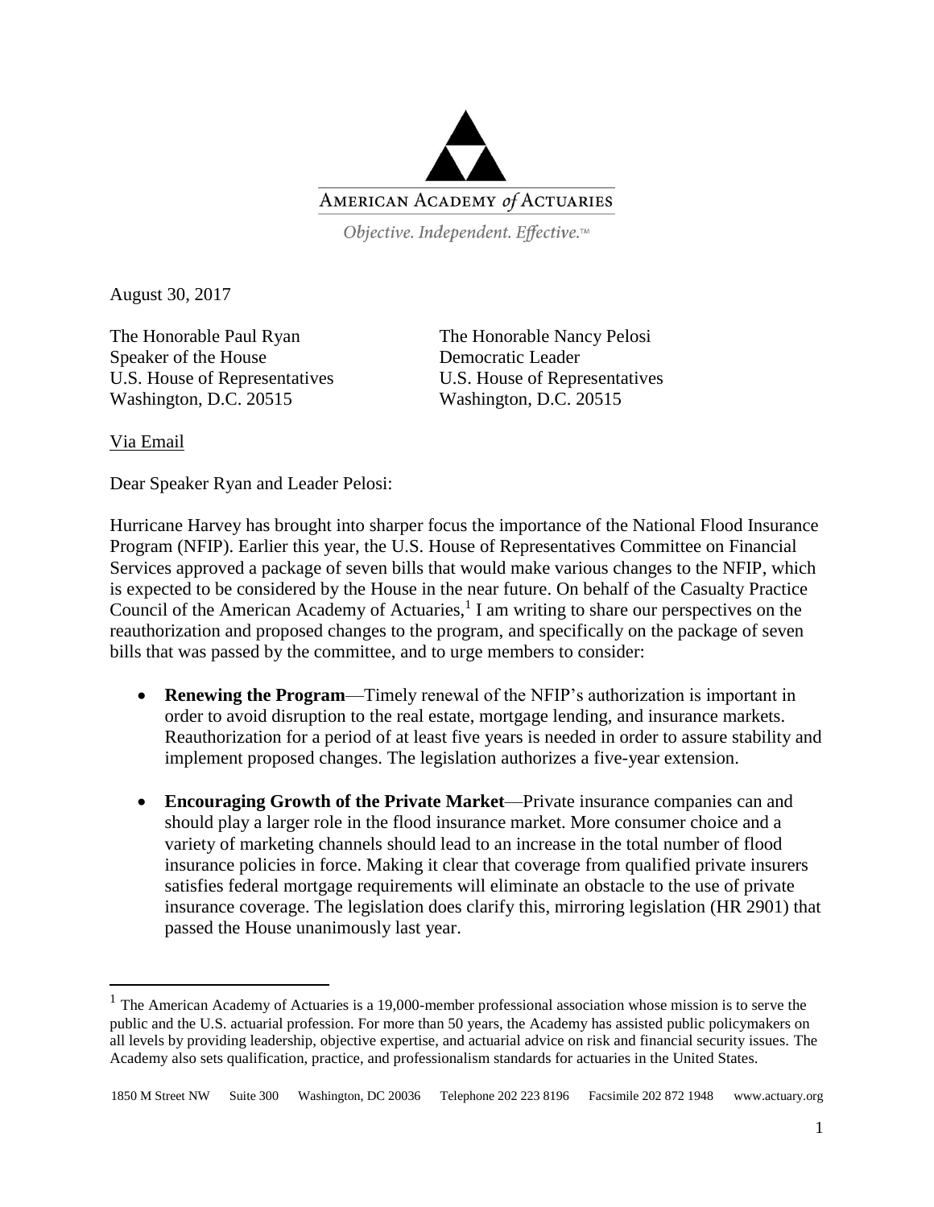AMERICAN ACADEMY *of* ACTUARIES

*Objective. Independent. Effective.*™

August 30, 2017

The Honorable Paul Ryan
Speaker of the House
U.S. House of Representatives
Washington, D.C. 20515

The Honorable Nancy Pelosi
Democratic Leader
U.S. House of Representatives
Washington, D.C. 20515

Via Email

Dear Speaker Ryan and Leader Pelosi:

Hurricane Harvey has brought into sharper focus the importance of the National Flood Insurance Program (NFIP). Earlier this year, the U.S. House of Representatives Committee on Financial Services approved a package of seven bills that would make various changes to the NFIP, which is expected to be considered by the House in the near future. On behalf of the Casualty Practice Council of the American Academy of Actuaries,[1] I am writing to share our perspectives on the reauthorization and proposed changes to the program, and specifically on the package of seven bills that was passed by the committee, and to urge members to consider:

- **Renewing the Program**—Timely renewal of the NFIP's authorization is important in order to avoid disruption to the real estate, mortgage lending, and insurance markets. Reauthorization for a period of at least five years is needed in order to assure stability and implement proposed changes. The legislation authorizes a five-year extension.
- **Encouraging Growth of the Private Market**—Private insurance companies can and should play a larger role in the flood insurance market. More consumer choice and a variety of marketing channels should lead to an increase in the total number of flood insurance policies in force. Making it clear that coverage from qualified private insurers satisfies federal mortgage requirements will eliminate an obstacle to the use of private insurance coverage. The legislation does clarify this, mirroring legislation (HR 2901) that passed the House unanimously last year.

[1] The American Academy of Actuaries is a 19,000-member professional association whose mission is to serve the public and the U.S. actuarial profession. For more than 50 years, the Academy has assisted public policymakers on all levels by providing leadership, objective expertise, and actuarial advice on risk and financial security issues. The Academy also sets qualification, practice, and professionalism standards for actuaries in the United States.

1850 M Street NW Suite 300 Washington, DC 20036 Telephone 202 223 8196 Facsimile 202 872 1948 www.actuary.org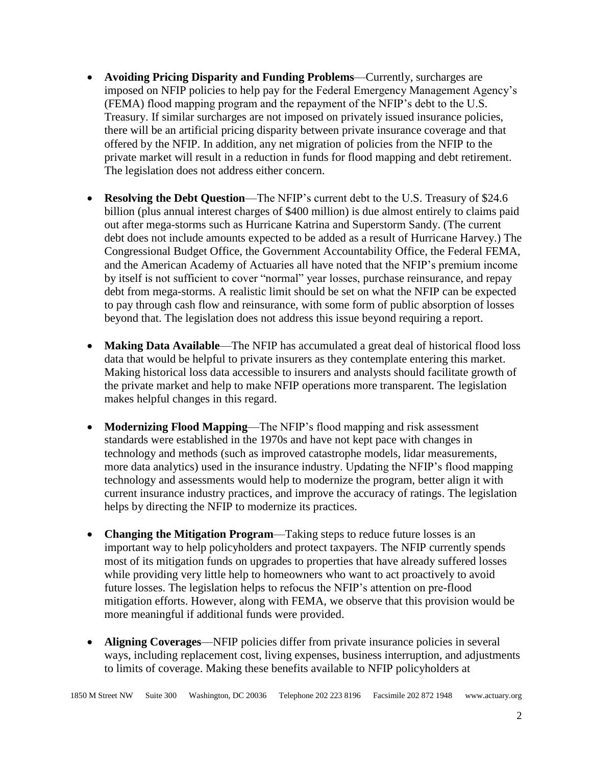- **Avoiding Pricing Disparity and Funding Problems**—Currently, surcharges are imposed on NFIP policies to help pay for the Federal Emergency Management Agency's (FEMA) flood mapping program and the repayment of the NFIP's debt to the U.S. Treasury. If similar surcharges are not imposed on privately issued insurance policies, there will be an artificial pricing disparity between private insurance coverage and that offered by the NFIP. In addition, any net migration of policies from the NFIP to the private market will result in a reduction in funds for flood mapping and debt retirement. The legislation does not address either concern.

- **Resolving the Debt Question**—The NFIP's current debt to the U.S. Treasury of $24.6 billion (plus annual interest charges of $400 million) is due almost entirely to claims paid out after mega-storms such as Hurricane Katrina and Superstorm Sandy. (The current debt does not include amounts expected to be added as a result of Hurricane Harvey.) The Congressional Budget Office, the Government Accountability Office, the Federal FEMA, and the American Academy of Actuaries all have noted that the NFIP's premium income by itself is not sufficient to cover "normal" year losses, purchase reinsurance, and repay debt from mega-storms. A realistic limit should be set on what the NFIP can be expected to pay through cash flow and reinsurance, with some form of public absorption of losses beyond that. The legislation does not address this issue beyond requiring a report.

- **Making Data Available**—The NFIP has accumulated a great deal of historical flood loss data that would be helpful to private insurers as they contemplate entering this market. Making historical loss data accessible to insurers and analysts should facilitate growth of the private market and help to make NFIP operations more transparent. The legislation makes helpful changes in this regard.

- **Modernizing Flood Mapping**—The NFIP's flood mapping and risk assessment standards were established in the 1970s and have not kept pace with changes in technology and methods (such as improved catastrophe models, lidar measurements, more data analytics) used in the insurance industry. Updating the NFIP's flood mapping technology and assessments would help to modernize the program, better align it with current insurance industry practices, and improve the accuracy of ratings. The legislation helps by directing the NFIP to modernize its practices.

- **Changing the Mitigation Program**—Taking steps to reduce future losses is an important way to help policyholders and protect taxpayers. The NFIP currently spends most of its mitigation funds on upgrades to properties that have already suffered losses while providing very little help to homeowners who want to act proactively to avoid future losses. The legislation helps to refocus the NFIP's attention on pre-flood mitigation efforts. However, along with FEMA, we observe that this provision would be more meaningful if additional funds were provided.

- **Aligning Coverages**—NFIP policies differ from private insurance policies in several ways, including replacement cost, living expenses, business interruption, and adjustments to limits of coverage. Making these benefits available to NFIP policyholders at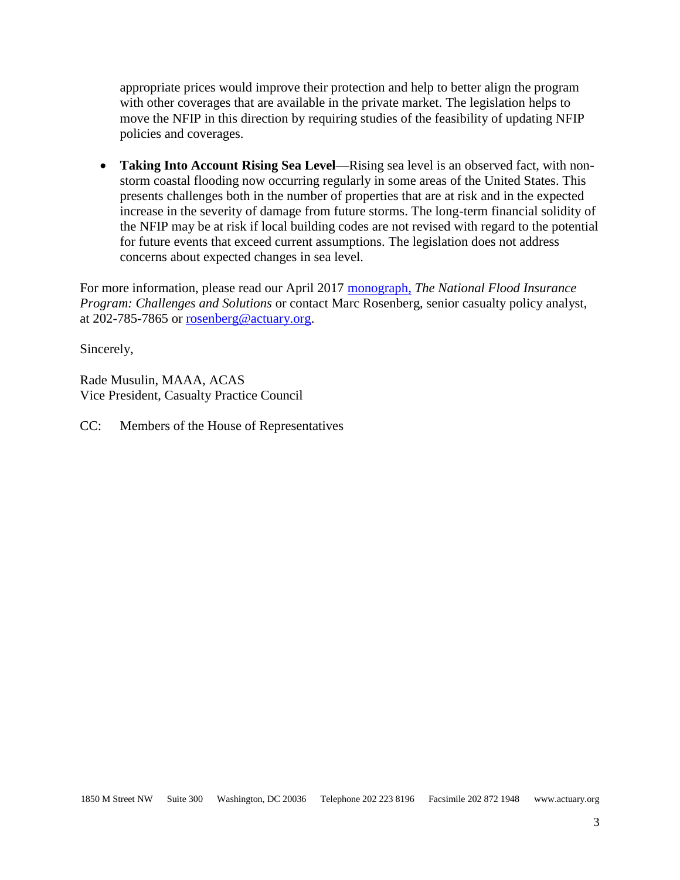appropriate prices would improve their protection and help to better align the program with other coverages that are available in the private market. The legislation helps to move the NFIP in this direction by requiring studies of the feasibility of updating NFIP policies and coverages.

- **Taking Into Account Rising Sea Level**—Rising sea level is an observed fact, with non-storm coastal flooding now occurring regularly in some areas of the United States. This presents challenges both in the number of properties that are at risk and in the expected increase in the severity of damage from future storms. The long-term financial solidity of the NFIP may be at risk if local building codes are not revised with regard to the potential for future events that exceed current assumptions. The legislation does not address concerns about expected changes in sea level.

For more information, please read our April 2017 monograph, *The National Flood Insurance Program: Challenges and Solutions* or contact Marc Rosenberg, senior casualty policy analyst, at 202-785-7865 or rosenberg@actuary.org.

Sincerely,

Rade Musulin, MAAA, ACAS
Vice President, Casualty Practice Council

CC: Members of the House of Representatives

1850 M Street NW Suite 300 Washington, DC 20036 Telephone 202 223 8196 Facsimile 202 872 1948 www.actuary.org